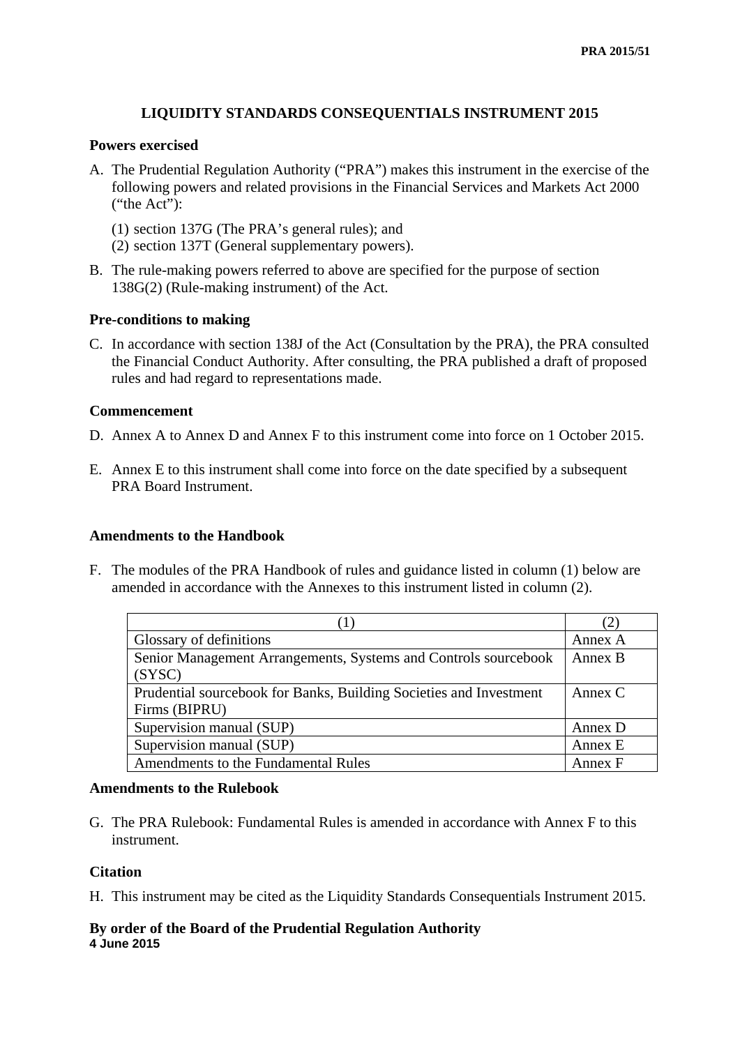PRA 2015/51

# LIQUIDITY STANDARDS CONSEQUENTIALS INSTRUMENT 2015

## Powers exercised

A. The Prudential Regulation Authority ("PRA") makes this instrument in the exercise of the following powers and related provisions in the Financial Services and Markets Act 2000 ("the Act"):

(1) section 137G (The PRA's general rules); and
(2) section 137T (General supplementary powers).

B. The rule-making powers referred to above are specified for the purpose of section 138G(2) (Rule-making instrument) of the Act.

## Pre-conditions to making

C. In accordance with section 138J of the Act (Consultation by the PRA), the PRA consulted the Financial Conduct Authority. After consulting, the PRA published a draft of proposed rules and had regard to representations made.

## Commencement

D. Annex A to Annex D and Annex F to this instrument come into force on 1 October 2015.

E. Annex E to this instrument shall come into force on the date specified by a subsequent PRA Board Instrument.

## Amendments to the Handbook

F. The modules of the PRA Handbook of rules and guidance listed in column (1) below are amended in accordance with the Annexes to this instrument listed in column (2).

| (1) | (2) |
|---|---|
| Glossary of definitions | Annex A |
| Senior Management Arrangements, Systems and Controls sourcebook (SYSC) | Annex B |
| Prudential sourcebook for Banks, Building Societies and Investment Firms (BIPRU) | Annex C |
| Supervision manual (SUP) | Annex D |
| Supervision manual (SUP) | Annex E |
| Amendments to the Fundamental Rules | Annex F |

## Amendments to the Rulebook

G. The PRA Rulebook: Fundamental Rules is amended in accordance with Annex F to this instrument.

## Citation

H. This instrument may be cited as the Liquidity Standards Consequentials Instrument 2015.

**By order of the Board of the Prudential Regulation Authority**
**4 June 2015**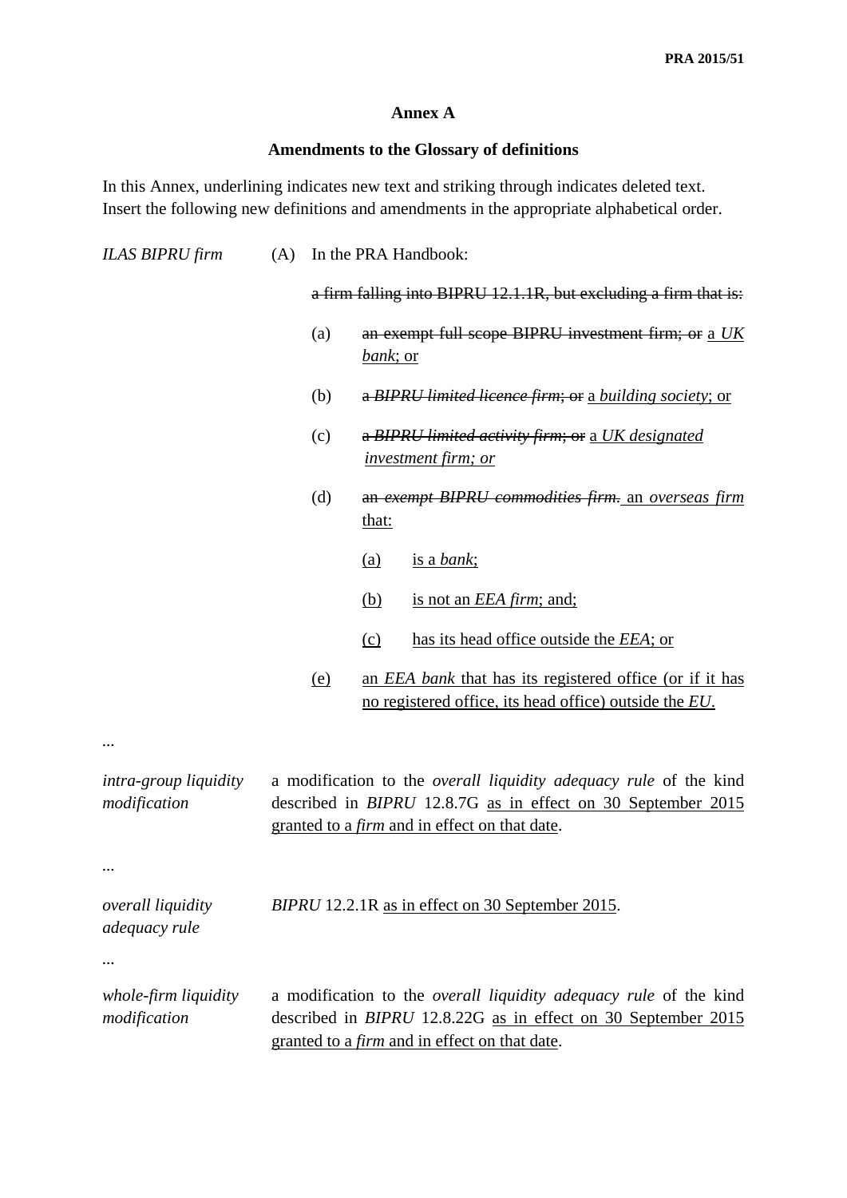**Annex A**

**Amendments to the Glossary of definitions**

In this Annex, underlining indicates new text and striking through indicates deleted text. Insert the following new definitions and amendments in the appropriate alphabetical order.

*ILAS BIPRU firm*

(A) In the PRA Handbook:

~~a firm falling into BIPRU 12.1.1R, but excluding a firm that is:~~

(a) ~~an exempt full scope BIPRU investment firm; or~~ <u>a *UK bank*; or</u>

(b) ~~a *BIPRU limited licence firm*; or~~ <u>a *building society*</u>; or

(c) ~~a *BIPRU limited activity firm*; or~~ <u>a *UK designated investment firm; or*</u>

(d) ~~an *exempt BIPRU commodities firm*.~~ <u>an *overseas firm* that:</u>

<u>(a)</u> <u>is a *bank*;</u>

<u>(b)</u> <u>is not an *EEA firm*; and;</u>

<u>(c)</u> <u>has its head office outside the *EEA*; or</u>

<u>(e)</u> <u>an *EEA bank* that has its registered office (or if it has no registered office, its head office) outside the *EU*.</u>

...

*intra-group liquidity modification*

a modification to the *overall liquidity adequacy rule* of the kind described in *BIPRU* 12.8.7G <u>as in effect on 30 September 2015 granted to a *firm* and in effect on that date</u>.

...

*overall liquidity adequacy rule*

*BIPRU* 12.2.1R <u>as in effect on 30 September 2015</u>.

...

*whole-firm liquidity modification*

a modification to the *overall liquidity adequacy rule* of the kind described in *BIPRU* 12.8.22G <u>as in effect on 30 September 2015 granted to a *firm* and in effect on that date</u>.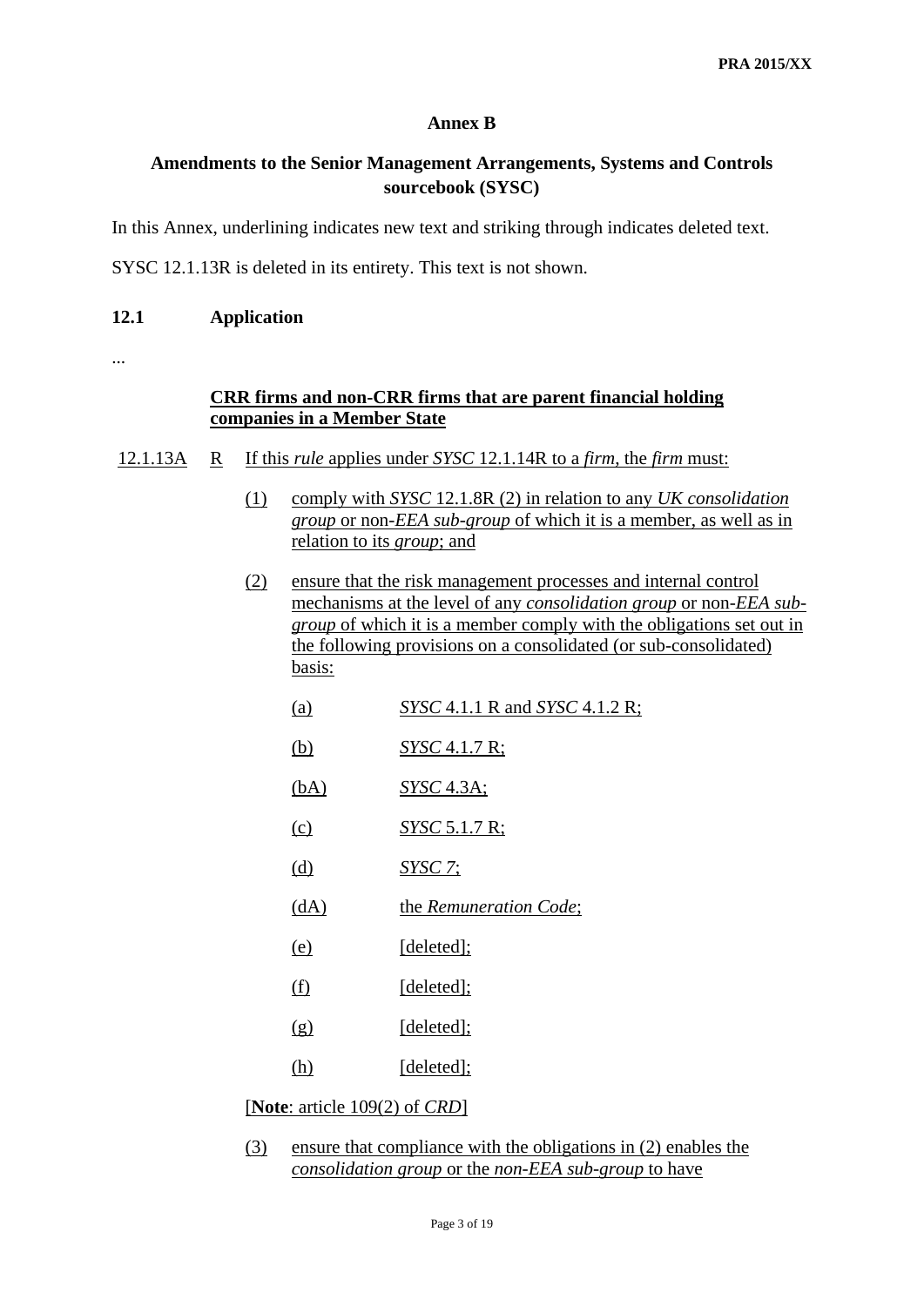# Annex B

## Amendments to the Senior Management Arrangements, Systems and Controls sourcebook (SYSC)

In this Annex, underlining indicates new text and striking through indicates deleted text.

SYSC 12.1.13R is deleted in its entirety. This text is not shown.

### 12.1 Application

...

**CRR firms and non-CRR firms that are parent financial holding companies in a Member State**

12.1.13A R If this *rule* applies under *SYSC* 12.1.14R to a *firm*, the *firm* must:

(1) comply with *SYSC* 12.1.8R (2) in relation to any *UK consolidation group* or non-*EEA sub-group* of which it is a member, as well as in relation to its *group*; and

(2) ensure that the risk management processes and internal control mechanisms at the level of any *consolidation group* or non-*EEA sub-group* of which it is a member comply with the obligations set out in the following provisions on a consolidated (or sub-consolidated) basis:

(a) *SYSC* 4.1.1 R and *SYSC* 4.1.2 R;

(b) *SYSC* 4.1.7 R;

(bA) *SYSC* 4.3A;

(c) *SYSC* 5.1.7 R;

(d) *SYSC 7*;

(dA) the *Remuneration Code*;

(e) [deleted];

(f) [deleted];

(g) [deleted];

(h) [deleted];

[**Note**: article 109(2) of *CRD*]

(3) ensure that compliance with the obligations in (2) enables the *consolidation group* or the *non-EEA sub-group* to have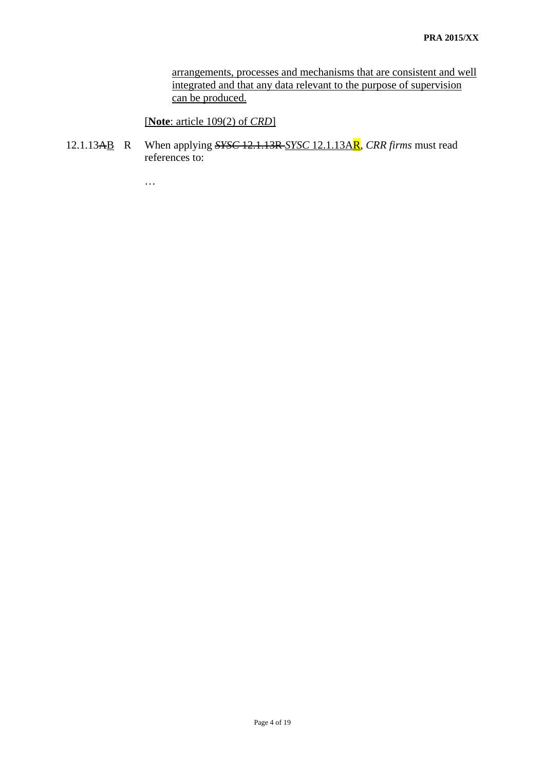<u>arrangements, processes and mechanisms that are consistent and well integrated and that any data relevant to the purpose of supervision can be produced.</u>

<u>[**Note**: article 109(2) of *CRD*]</u>

12.1.13~~A~~<u>B</u> R When applying ~~*SYSC* 12.1.13R~~ <u>*SYSC* 12.1.13AR</u>, *CRR firms* must read references to:

…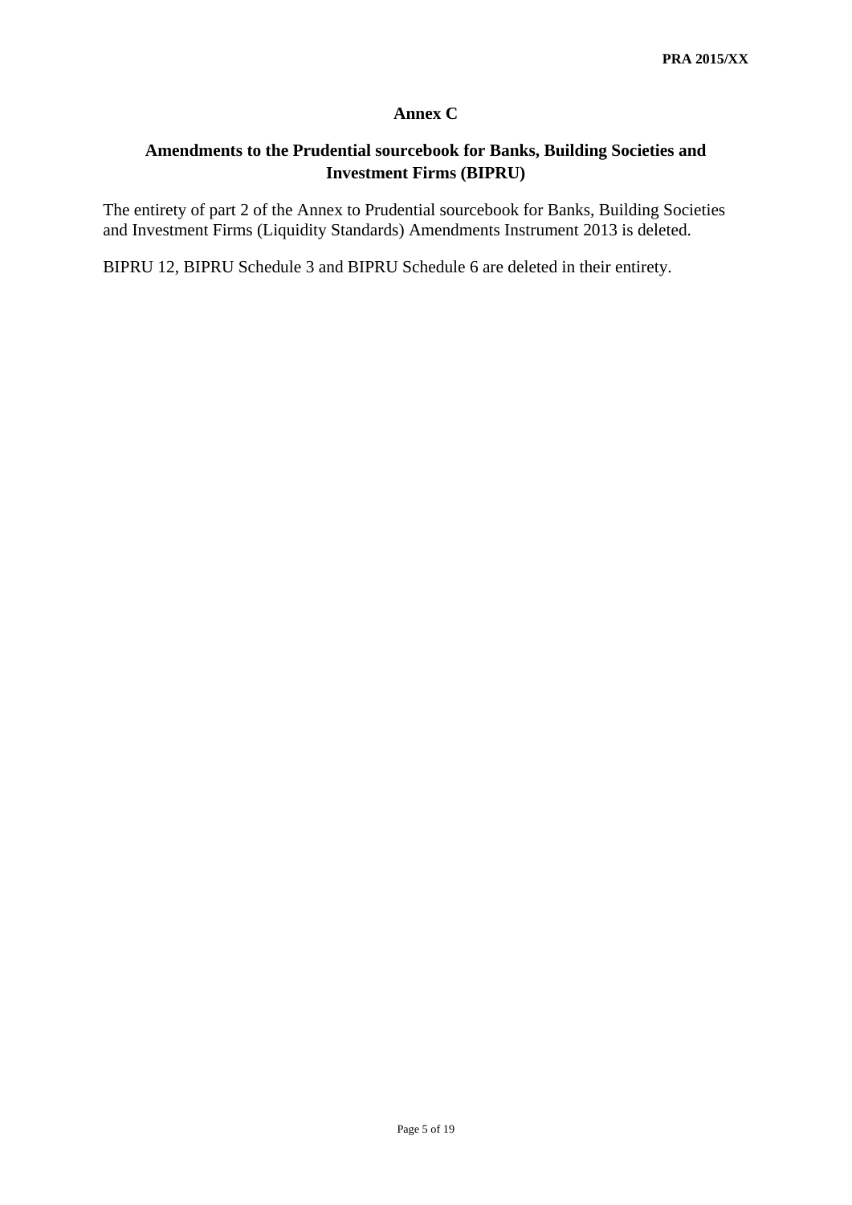## Annex C

## Amendments to the Prudential sourcebook for Banks, Building Societies and Investment Firms (BIPRU)

The entirety of part 2 of the Annex to Prudential sourcebook for Banks, Building Societies and Investment Firms (Liquidity Standards) Amendments Instrument 2013 is deleted.

BIPRU 12, BIPRU Schedule 3 and BIPRU Schedule 6 are deleted in their entirety.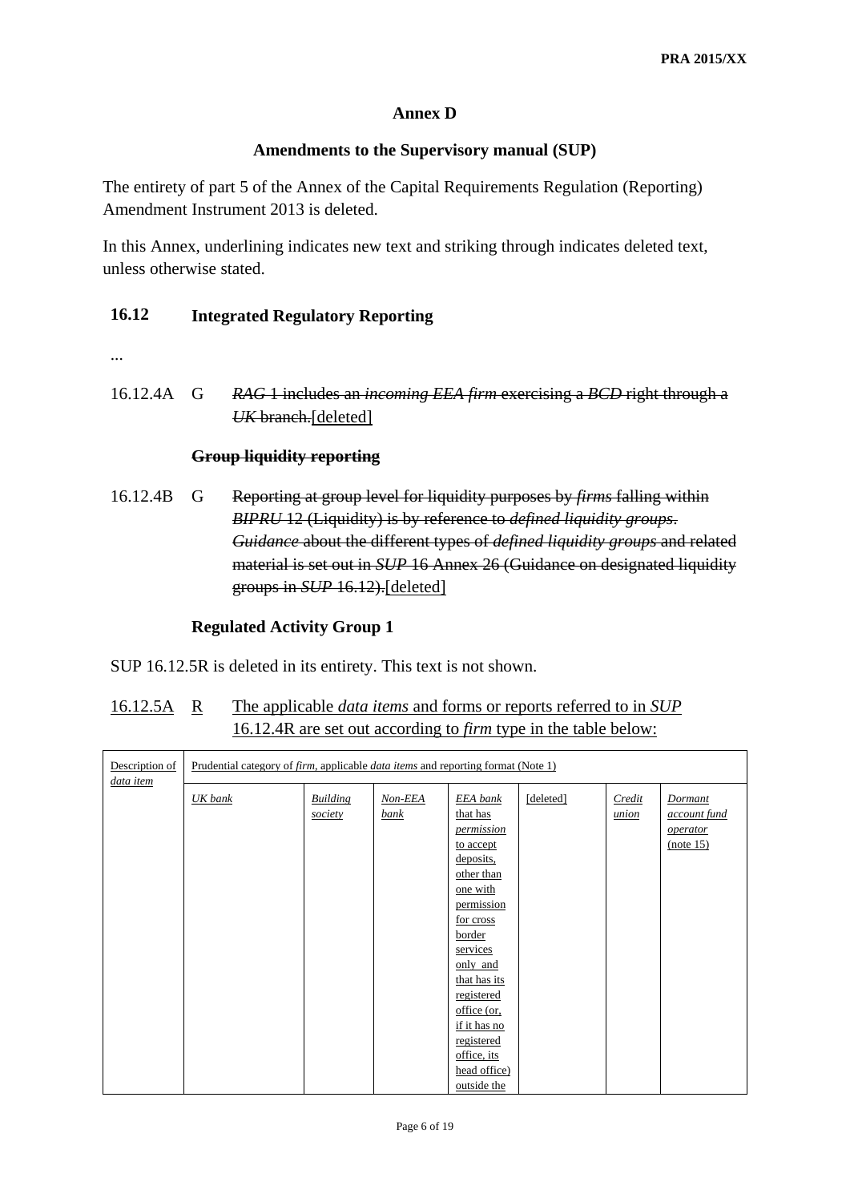**PRA 2015/XX**

## Annex D

### Amendments to the Supervisory manual (SUP)

The entirety of part 5 of the Annex of the Capital Requirements Regulation (Reporting) Amendment Instrument 2013 is deleted.

In this Annex, underlining indicates new text and striking through indicates deleted text, unless otherwise stated.

### 16.12 Integrated Regulatory Reporting

...

16.12.4A G ~~*RAG* 1 includes an *incoming EEA firm* exercising a *BCD* right through a *UK* branch.~~[deleted]

~~**Group liquidity reporting**~~

16.12.4B G ~~Reporting at group level for liquidity purposes by *firms* falling within *BIPRU* 12 (Liquidity) is by reference to *defined liquidity groups*. *Guidance* about the different types of *defined liquidity groups* and related material is set out in *SUP* 16 Annex 26 (Guidance on designated liquidity groups in *SUP* 16.12).~~[deleted]

**Regulated Activity Group 1**

SUP 16.12.5R is deleted in its entirety. This text is not shown.

<u>16.12.5A R The applicable *data items* and forms or reports referred to in *SUP* 16.12.4R are set out according to *firm* type in the table below:</u>

| <u>Description of *data item*</u> | <u>Prudential category of *firm*, applicable *data items* and reporting format (Note 1)</u> | | | | | | |
|---|---|---|---|---|---|---|---|
| | <u>*UK bank*</u> | <u>*Building society*</u> | <u>*Non-EEA bank*</u> | <u>*EEA bank* that has *permission* to accept deposits, other than one with permission for cross border services only and that has its registered office (or, if it has no registered office, its head office) outside the</u> | [deleted] | <u>*Credit union*</u> | <u>*Dormant account fund operator* (note 15)</u> |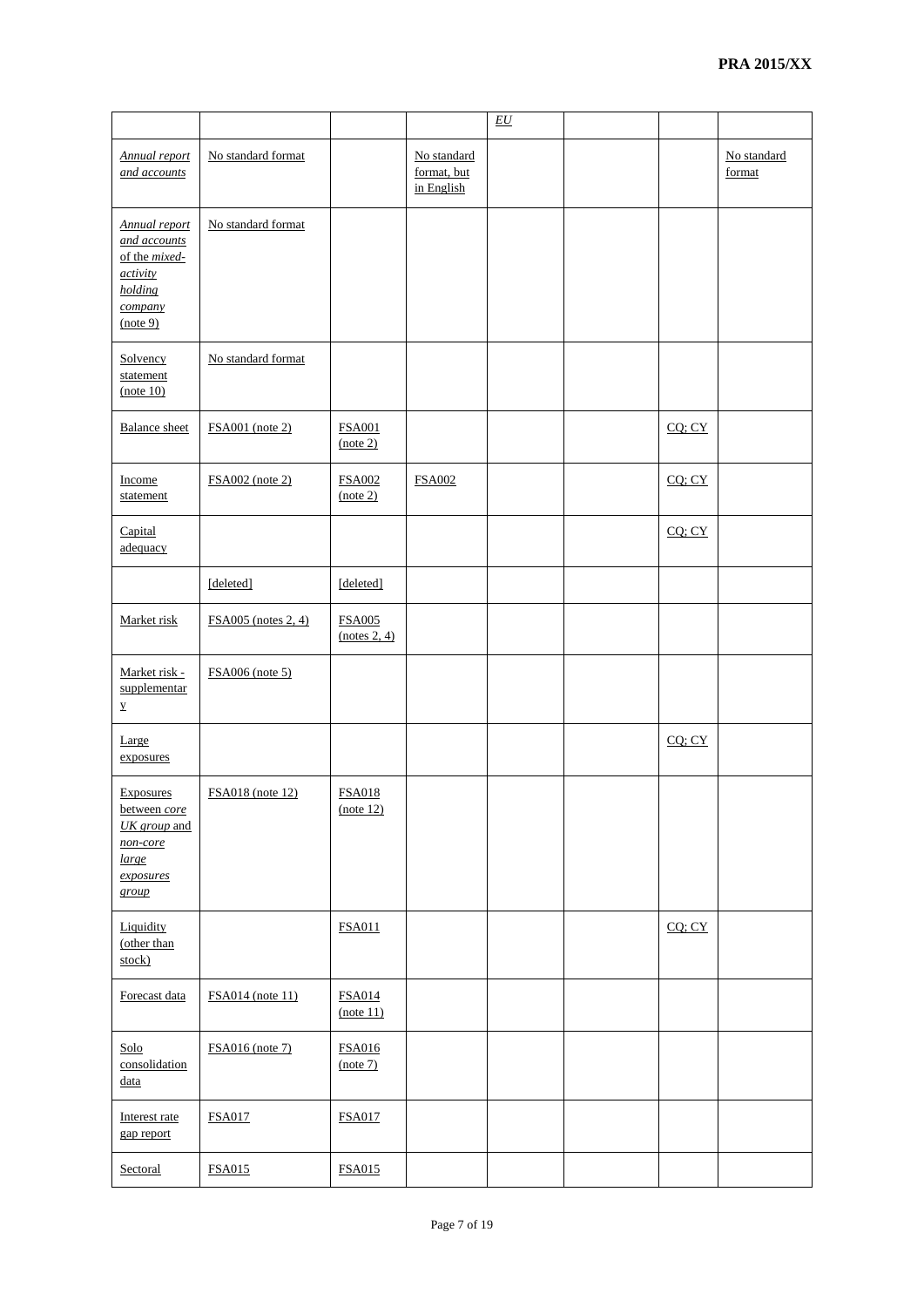| | | | | *EU* | | | |
|---|---|---|---|---|---|---|---|
| *Annual report and accounts* | No standard format | | No standard format, but in English | | | | No standard format |
| *Annual report and accounts* of the *mixed-activity holding company* (note 9) | No standard format | | | | | | |
| Solvency statement (note 10) | No standard format | | | | | | |
| Balance sheet | FSA001 (note 2) | FSA001 (note 2) | | | | CQ; CY | |
| Income statement | FSA002 (note 2) | FSA002 (note 2) | FSA002 | | | CQ; CY | |
| Capital adequacy | | | | | | CQ; CY | |
| | [deleted] | [deleted] | | | | | |
| Market risk | FSA005 (notes 2, 4) | FSA005 (notes 2, 4) | | | | | |
| Market risk - supplementary | FSA006 (note 5) | | | | | | |
| Large exposures | | | | | | CQ; CY | |
| Exposures between *core UK group* and *non-core large exposures group* | FSA018 (note 12) | FSA018 (note 12) | | | | | |
| Liquidity (other than stock) | | FSA011 | | | | CQ; CY | |
| Forecast data | FSA014 (note 11) | FSA014 (note 11) | | | | | |
| Solo consolidation data | FSA016 (note 7) | FSA016 (note 7) | | | | | |
| Interest rate gap report | FSA017 | FSA017 | | | | | |
| Sectoral | FSA015 | FSA015 | | | | | |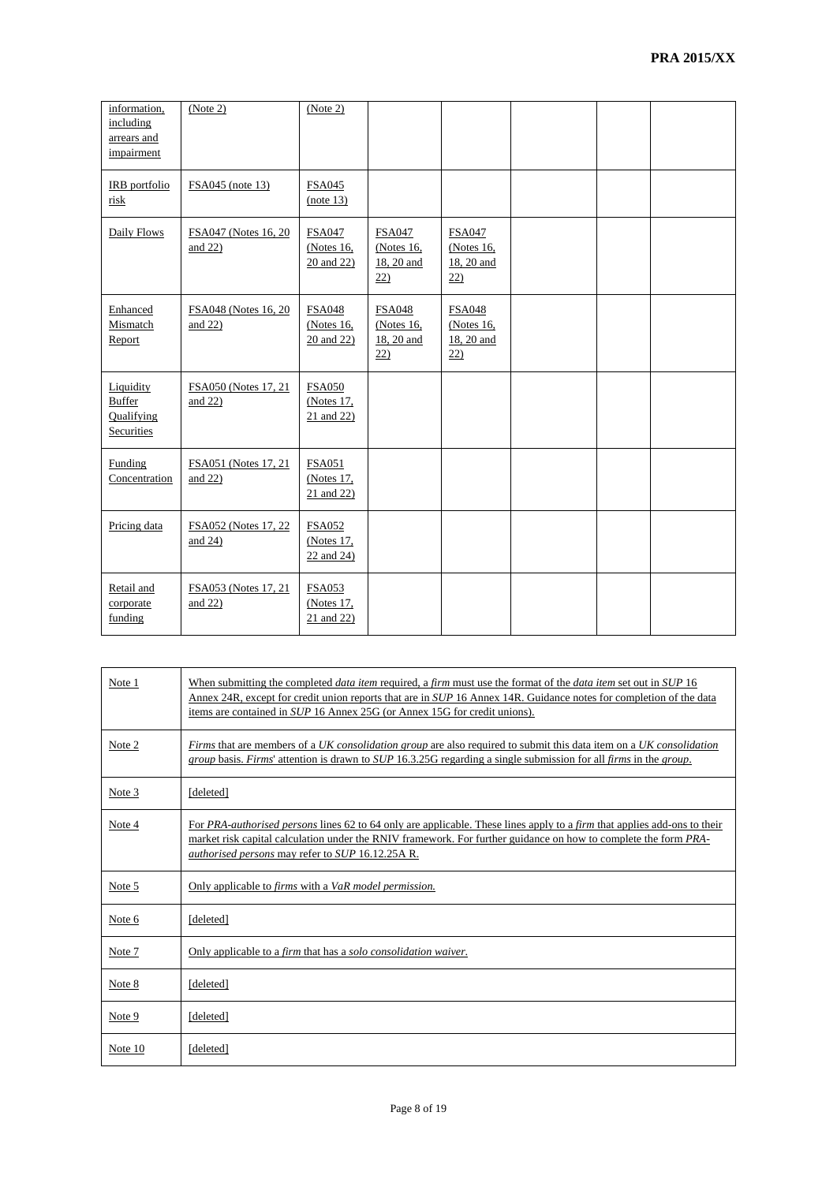| | | | | | | | |
|---|---|---|---|---|---|---|---|
| information, including arrears and impairment | (Note 2) | (Note 2) | | | | | |
| IRB portfolio risk | FSA045 (note 13) | FSA045 (note 13) | | | | | |
| Daily Flows | FSA047 (Notes 16, 20 and 22) | FSA047 (Notes 16, 20 and 22) | FSA047 (Notes 16, 18, 20 and 22) | FSA047 (Notes 16, 18, 20 and 22) | | | |
| Enhanced Mismatch Report | FSA048 (Notes 16, 20 and 22) | FSA048 (Notes 16, 20 and 22) | FSA048 (Notes 16, 18, 20 and 22) | FSA048 (Notes 16, 18, 20 and 22) | | | |
| Liquidity Buffer Qualifying Securities | FSA050 (Notes 17, 21 and 22) | FSA050 (Notes 17, 21 and 22) | | | | | |
| Funding Concentration | FSA051 (Notes 17, 21 and 22) | FSA051 (Notes 17, 21 and 22) | | | | | |
| Pricing data | FSA052 (Notes 17, 22 and 24) | FSA052 (Notes 17, 22 and 24) | | | | | |
| Retail and corporate funding | FSA053 (Notes 17, 21 and 22) | FSA053 (Notes 17, 21 and 22) | | | | | |

| | |
|---|---|
| Note 1 | When submitting the completed *data item* required, a *firm* must use the format of the *data item* set out in *SUP* 16 Annex 24R, except for credit union reports that are in *SUP* 16 Annex 14R. Guidance notes for completion of the data items are contained in *SUP* 16 Annex 25G (or Annex 15G for credit unions). |
| Note 2 | *Firms* that are members of a *UK consolidation group* are also required to submit this data item on a *UK consolidation group* basis. *Firms*' attention is drawn to *SUP* 16.3.25G regarding a single submission for all *firms* in the *group*. |
| Note 3 | [deleted] |
| Note 4 | For *PRA-authorised persons* lines 62 to 64 only are applicable. These lines apply to a *firm* that applies add-ons to their market risk capital calculation under the RNIV framework. For further guidance on how to complete the form *PRA-authorised persons* may refer to *SUP* 16.12.25A R. |
| Note 5 | Only applicable to *firms* with a *VaR model permission.* |
| Note 6 | [deleted] |
| Note 7 | Only applicable to a *firm* that has a *solo consolidation waiver.* |
| Note 8 | [deleted] |
| Note 9 | [deleted] |
| Note 10 | [deleted] |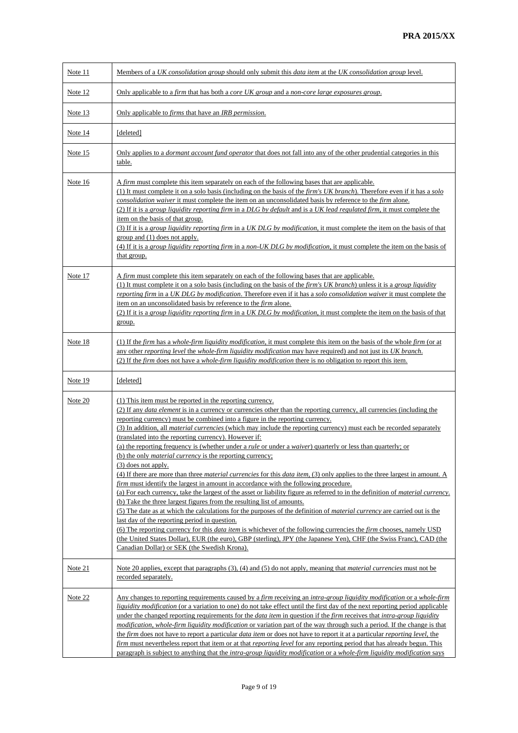| | |
|---|---|
| Note 11 | Members of a *UK consolidation group* should only submit this *data item* at the *UK consolidation group* level. |
| Note 12 | Only applicable to a *firm* that has both a *core UK group* and a *non-core large exposures group*. |
| Note 13 | Only applicable to *firms* that have an *IRB permission*. |
| Note 14 | [deleted] |
| Note 15 | Only applies to a *dormant account fund operator* that does not fall into any of the other prudential categories in this table. |
| Note 16 | A *firm* must complete this item separately on each of the following bases that are applicable.<br>(1) It must complete it on a solo basis (including on the basis of the *firm's UK branch*). Therefore even if it has a *solo consolidation waiver* it must complete the item on an unconsolidated basis by reference to the *firm* alone.<br>(2) If it is a *group liquidity reporting firm* in a *DLG by default* and is a *UK lead regulated firm*, it must complete the item on the basis of that group.<br>(3) If it is a *group liquidity reporting firm* in a *UK DLG by modification*, it must complete the item on the basis of that group and (1) does not apply.<br>(4) If it is a *group liquidity reporting firm* in a *non-UK DLG by modification*, it must complete the item on the basis of that group. |
| Note 17 | A *firm* must complete this item separately on each of the following bases that are applicable.<br>(1) It must complete it on a solo basis (including on the basis of the *firm's UK branch*) unless it is a *group liquidity reporting firm* in a *UK DLG by modification*. Therefore even if it has a *solo consolidation waiver* it must complete the item on an unconsolidated basis by reference to the *firm* alone.<br>(2) If it is a *group liquidity reporting firm* in a *UK DLG by modification*, it must complete the item on the basis of that group. |
| Note 18 | (1) If the *firm* has a *whole-firm liquidity modification*, it must complete this item on the basis of the whole *firm* (or at any other *reporting level* the *whole-firm liquidity modification* may have required) and not just its *UK branch*.<br>(2) If the *firm* does not have a *whole-firm liquidity modification* there is no obligation to report this item. |
| Note 19 | [deleted] |
| Note 20 | (1) This item must be reported in the reporting currency.<br>(2) If any *data element* is in a currency or currencies other than the reporting currency, all currencies (including the reporting currency) must be combined into a figure in the reporting currency.<br>(3) In addition, all *material currencies* (which may include the reporting currency) must each be recorded separately (translated into the reporting currency). However if:<br>(a) the reporting frequency is (whether under a *rule* or under a *waiver*) quarterly or less than quarterly; or<br>(b) the only *material currency* is the reporting currency;<br>(3) does not apply.<br>(4) If there are more than three *material currencies* for this *data item*, (3) only applies to the three largest in amount. A *firm* must identify the largest in amount in accordance with the following procedure.<br>(a) For each currency, take the largest of the asset or liability figure as referred to in the definition of *material currency*.<br>(b) Take the three largest figures from the resulting list of amounts.<br>(5) The date as at which the calculations for the purposes of the definition of *material currency* are carried out is the last day of the reporting period in question.<br>(6) The reporting currency for this *data item* is whichever of the following currencies the *firm* chooses, namely USD (the United States Dollar), EUR (the euro), GBP (sterling), JPY (the Japanese Yen), CHF (the Swiss Franc), CAD (the Canadian Dollar) or SEK (the Swedish Krona). |
| Note 21 | Note 20 applies, except that paragraphs (3), (4) and (5) do not apply, meaning that *material currencies* must not be recorded separately. |
| Note 22 | Any changes to reporting requirements caused by a *firm* receiving an *intra-group liquidity modification* or a *whole-firm liquidity modification* (or a variation to one) do not take effect until the first day of the next reporting period applicable under the changed reporting requirements for the *data item* in question if the *firm* receives that *intra-group liquidity modification*, *whole-firm liquidity modification* or variation part of the way through such a period. If the change is that the *firm* does not have to report a particular *data item* or does not have to report it at a particular *reporting level*, the *firm* must nevertheless report that item or at that *reporting level* for any reporting period that has already begun. This paragraph is subject to anything that the *intra-group liquidity modification* or a *whole-firm liquidity modification* says |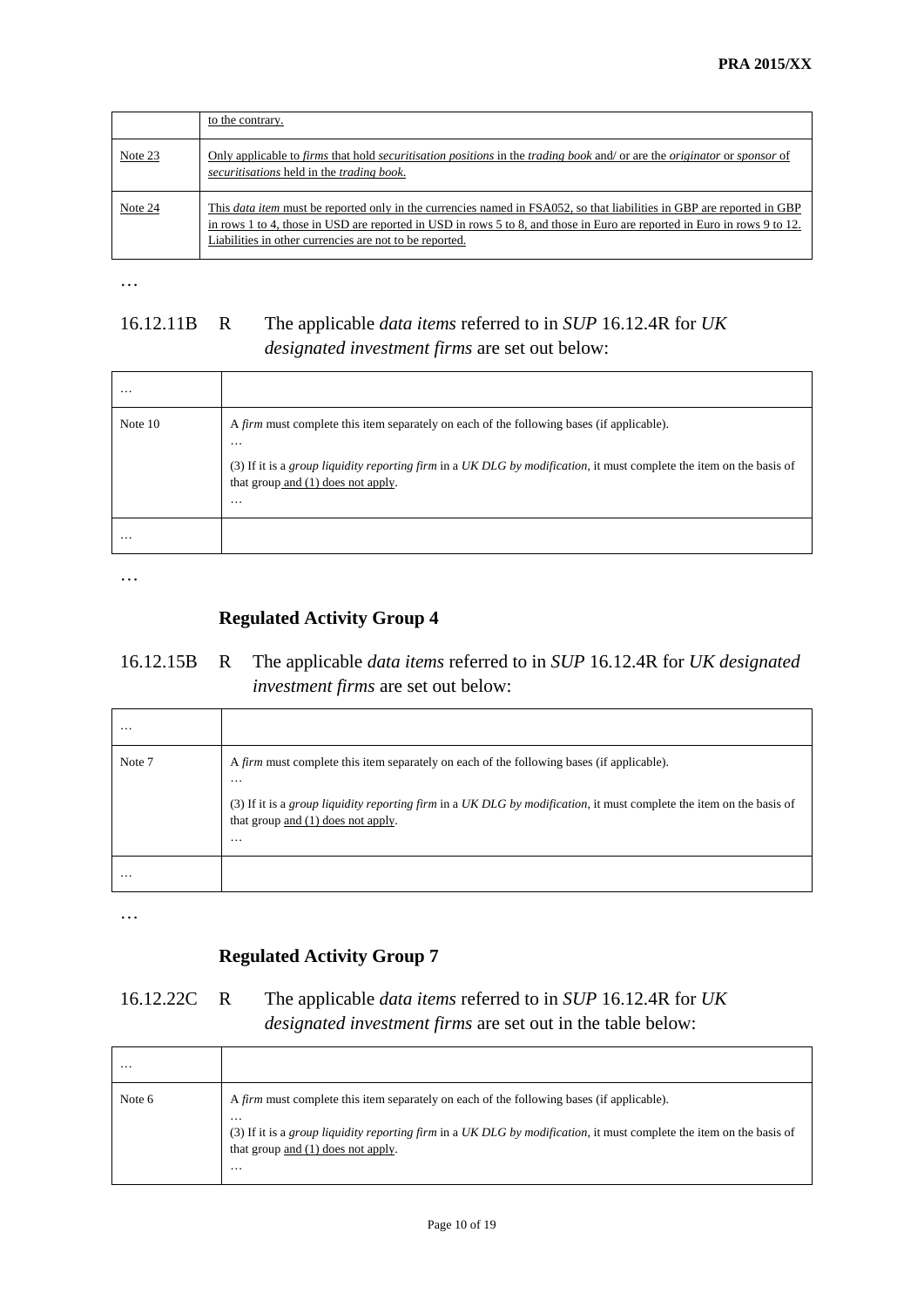|  | to the contrary. |
|---|---|
| Note 23 | Only applicable to *firms* that hold *securitisation positions* in the *trading book* and/ or are the *originator* or *sponsor* of *securitisations* held in the *trading book.* |
| Note 24 | This *data item* must be reported only in the currencies named in FSA052, so that liabilities in GBP are reported in GBP in rows 1 to 4, those in USD are reported in USD in rows 5 to 8, and those in Euro are reported in Euro in rows 9 to 12. Liabilities in other currencies are not to be reported. |

…

16.12.11B R The applicable *data items* referred to in *SUP* 16.12.4R for *UK designated investment firms* are set out below:

| … |  |
|---|---|
| Note 10 | A *firm* must complete this item separately on each of the following bases (if applicable).<br>…<br>(3) If it is a *group liquidity reporting firm* in a *UK DLG by modification*, it must complete the item on the basis of that group and (1) does not apply.<br>… |
| … |  |

…

## Regulated Activity Group 4

16.12.15B R The applicable *data items* referred to in *SUP* 16.12.4R for *UK designated investment firms* are set out below:

| … |  |
|---|---|
| Note 7 | A *firm* must complete this item separately on each of the following bases (if applicable).<br>…<br>(3) If it is a *group liquidity reporting firm* in a *UK DLG by modification*, it must complete the item on the basis of that group and (1) does not apply.<br>… |
| … |  |

…

## Regulated Activity Group 7

16.12.22C R The applicable *data items* referred to in *SUP* 16.12.4R for *UK designated investment firms* are set out in the table below:

| … |  |
|---|---|
| Note 6 | A *firm* must complete this item separately on each of the following bases (if applicable).<br>…<br>(3) If it is a *group liquidity reporting firm* in a *UK DLG by modification*, it must complete the item on the basis of that group and (1) does not apply.<br>… |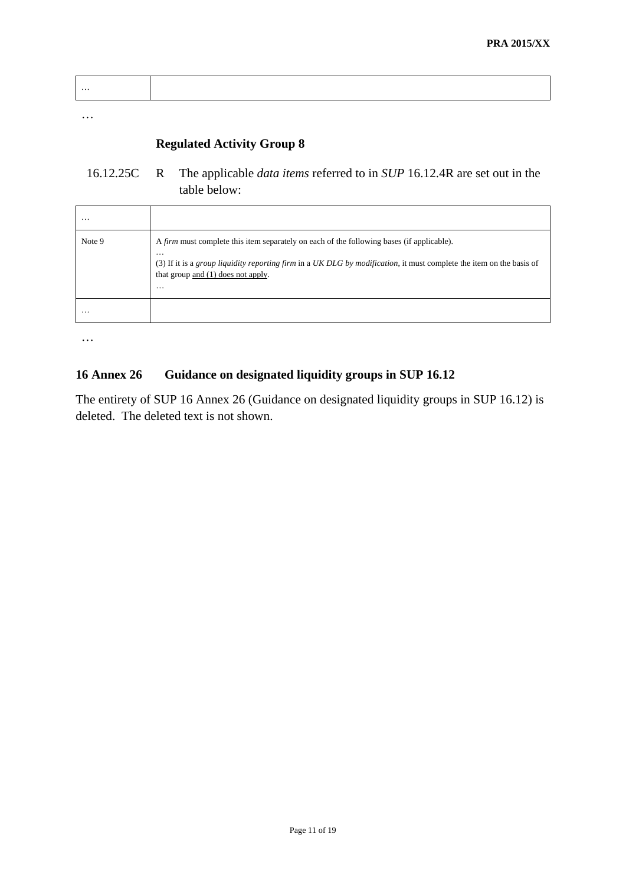| … | |
|---|---|

…

**Regulated Activity Group 8**

16.12.25C R The applicable *data items* referred to in *SUP* 16.12.4R are set out in the table below:

| … | |
|---|---|
| Note 9 | A *firm* must complete this item separately on each of the following bases (if applicable).<br>…<br>(3) If it is a *group liquidity reporting firm* in a *UK DLG by modification*, it must complete the item on the basis of that group <u>and (1) does not apply</u>.<br>… |
| … | |

…

## 16 Annex 26 Guidance on designated liquidity groups in SUP 16.12

The entirety of SUP 16 Annex 26 (Guidance on designated liquidity groups in SUP 16.12) is deleted. The deleted text is not shown.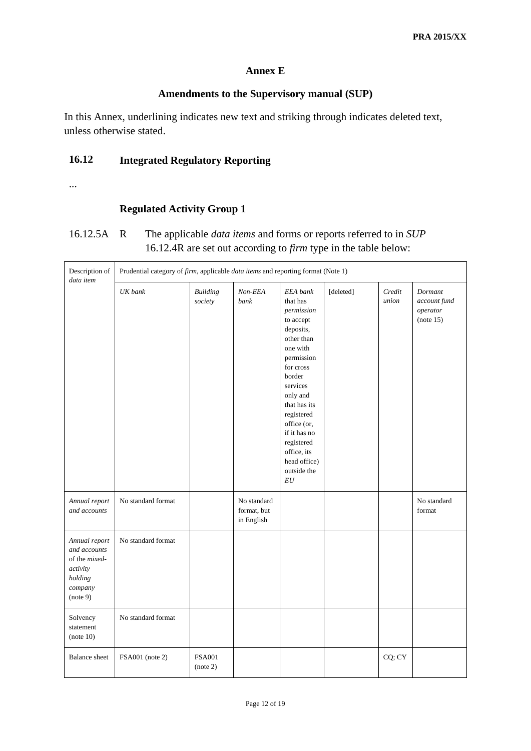## Annex E

### Amendments to the Supervisory manual (SUP)

In this Annex, underlining indicates new text and striking through indicates deleted text, unless otherwise stated.

### 16.12 Integrated Regulatory Reporting

...

### Regulated Activity Group 1

16.12.5A R The applicable *data items* and forms or reports referred to in *SUP* 16.12.4R are set out according to *firm* type in the table below:

| Description of *data item* | Prudential category of *firm*, applicable *data items* and reporting format (Note 1) | | | | | | |
|---|---|---|---|---|---|---|---|
| | *UK bank* | *Building society* | *Non-EEA bank* | *EEA bank* that has *permission* to accept deposits, other than one with permission for cross border services only and that has its registered office (or, if it has no registered office, its head office) outside the *EU* | [deleted] | *Credit union* | *Dormant account fund operator* (note 15) |
| *Annual report and accounts* | No standard format | | No standard format, but in English | | | | No standard format |
| *Annual report and accounts* of the *mixed-activity holding company* (note 9) | No standard format | | | | | | |
| Solvency statement (note 10) | No standard format | | | | | | |
| Balance sheet | FSA001 (note 2) | FSA001 (note 2) | | | | CQ; CY | |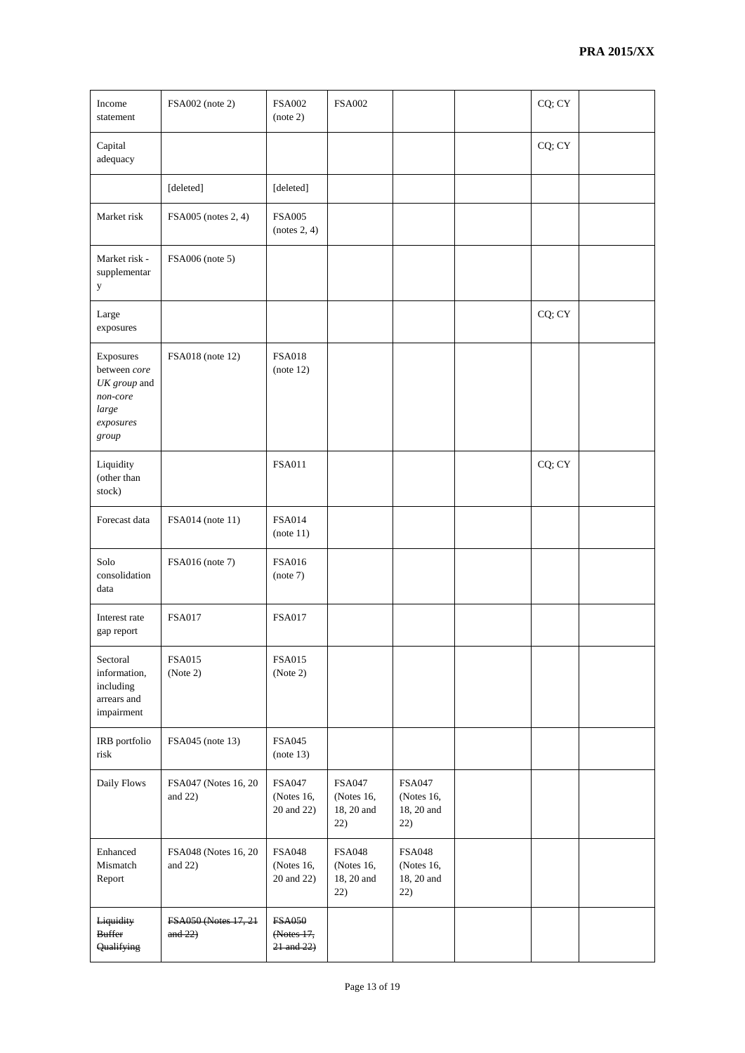| | | | | | | | |
|---|---|---|---|---|---|---|---|
| Income statement | FSA002 (note 2) | FSA002 (note 2) | FSA002 | | | CQ; CY | |
| Capital adequacy | | | | | | CQ; CY | |
| | [deleted] | [deleted] | | | | | |
| Market risk | FSA005 (notes 2, 4) | FSA005 (notes 2, 4) | | | | | |
| Market risk - supplementary | FSA006 (note 5) | | | | | | |
| Large exposures | | | | | | CQ; CY | |
| Exposures between *core UK group* and *non-core large exposures group* | FSA018 (note 12) | FSA018 (note 12) | | | | | |
| Liquidity (other than stock) | | FSA011 | | | | CQ; CY | |
| Forecast data | FSA014 (note 11) | FSA014 (note 11) | | | | | |
| Solo consolidation data | FSA016 (note 7) | FSA016 (note 7) | | | | | |
| Interest rate gap report | FSA017 | FSA017 | | | | | |
| Sectoral information, including arrears and impairment | FSA015 (Note 2) | FSA015 (Note 2) | | | | | |
| IRB portfolio risk | FSA045 (note 13) | FSA045 (note 13) | | | | | |
| Daily Flows | FSA047 (Notes 16, 20 and 22) | FSA047 (Notes 16, 20 and 22) | FSA047 (Notes 16, 18, 20 and 22) | FSA047 (Notes 16, 18, 20 and 22) | | | |
| Enhanced Mismatch Report | FSA048 (Notes 16, 20 and 22) | FSA048 (Notes 16, 20 and 22) | FSA048 (Notes 16, 18, 20 and 22) | FSA048 (Notes 16, 18, 20 and 22) | | | |
| ~~Liquidity Buffer Qualifying~~ | ~~FSA050 (Notes 17, 21 and 22)~~ | ~~FSA050 (Notes 17, 21 and 22)~~ | | | | | |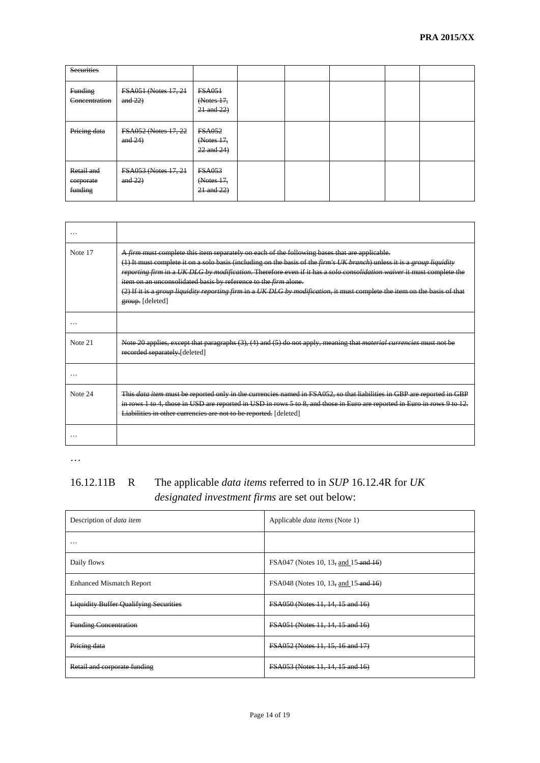| ~~Securities~~ | | | | | | | |
|---|---|---|---|---|---|---|---|
| ~~Funding Concentration~~ | ~~FSA051 (Notes 17, 21 and 22)~~ | ~~FSA051 (Notes 17, 21 and 22)~~ | | | | | |
| ~~Pricing data~~ | ~~FSA052 (Notes 17, 22 and 24)~~ | ~~FSA052 (Notes 17, 22 and 24)~~ | | | | | |
| ~~Retail and corporate funding~~ | ~~FSA053 (Notes 17, 21 and 22)~~ | ~~FSA053 (Notes 17, 21 and 22)~~ | | | | | |

| … | |
|---|---|
| Note 17 | ~~A *firm* must complete this item separately on each of the following bases that are applicable. (1) It must complete it on a solo basis (including on the basis of the *firm's UK branch*) unless it is a *group liquidity reporting firm* in a *UK DLG by modification*. Therefore even if it has a *solo consolidation waiver* it must complete the item on an unconsolidated basis by reference to the *firm* alone. (2) If it is a *group liquidity reporting firm* in a *UK DLG by modification*, it must complete the item on the basis of that group.~~ [deleted] |
| … | |
| Note 21 | ~~Note 20 applies, except that paragraphs (3), (4) and (5) do not apply, meaning that *material currencies* must not be recorded separately.~~[deleted] |
| … | |
| Note 24 | ~~This *data item* must be reported only in the currencies named in FSA052, so that liabilities in GBP are reported in GBP in rows 1 to 4, those in USD are reported in USD in rows 5 to 8, and those in Euro are reported in Euro in rows 9 to 12. Liabilities in other currencies are not to be reported.~~ [deleted] |
| … | |

…

16.12.11B R The applicable *data items* referred to in *SUP* 16.12.4R for *UK designated investment firms* are set out below:

| Description of *data item* | Applicable *data items* (Note 1) |
|---|---|
| … | |
| Daily flows | FSA047 (Notes 10, 13~~,~~ <u>and</u> 15 ~~and 16~~) |
| Enhanced Mismatch Report | FSA048 (Notes 10, 13~~,~~ <u>and</u> 15 ~~and 16~~) |
| ~~Liquidity Buffer Qualifying Securities~~ | ~~FSA050 (Notes 11, 14, 15 and 16)~~ |
| ~~Funding Concentration~~ | ~~FSA051 (Notes 11, 14, 15 and 16)~~ |
| ~~Pricing data~~ | ~~FSA052 (Notes 11, 15, 16 and 17)~~ |
| ~~Retail and corporate funding~~ | ~~FSA053 (Notes 11, 14, 15 and 16)~~ |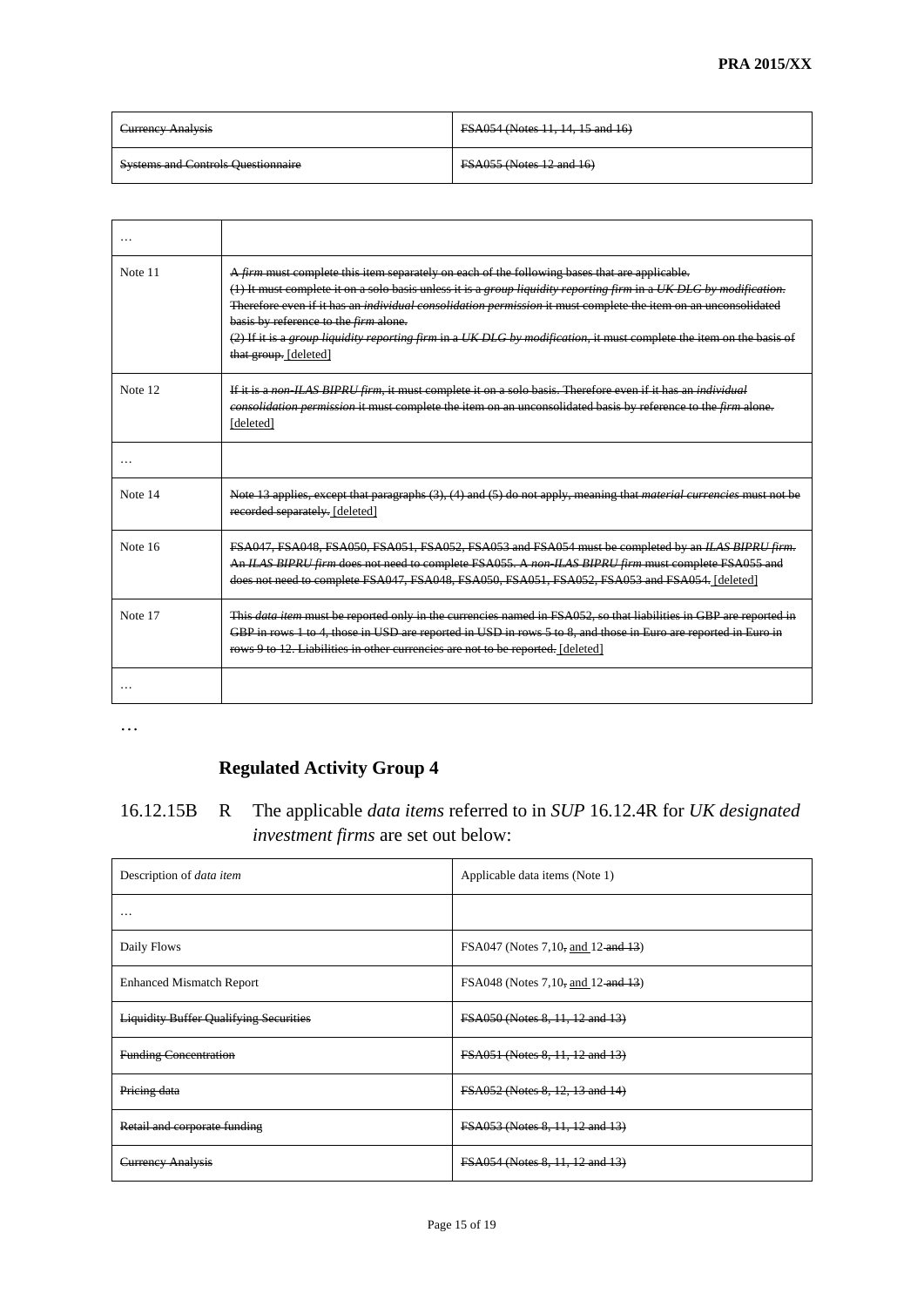| Currency Analysis | FSA054 (Notes 11, 14, 15 and 16) |
|---|---|
| Systems and Controls Questionnaire | FSA055 (Notes 12 and 16) |

| … | |
|---|---|
| Note 11 | A *firm* must complete this item separately on each of the following bases that are applicable. (1) It must complete it on a solo basis unless it is a *group liquidity reporting firm* in a *UK DLG by modification*. Therefore even if it has an *individual consolidation permission* it must complete the item on an unconsolidated basis by reference to the *firm* alone. (2) If it is a *group liquidity reporting firm* in a *UK DLG by modification*, it must complete the item on the basis of that group. [deleted] |
| Note 12 | If it is a *non-ILAS BIPRU firm*, it must complete it on a solo basis. Therefore even if it has an *individual consolidation permission* it must complete the item on an unconsolidated basis by reference to the *firm* alone. [deleted] |
| … | |
| Note 14 | Note 13 applies, except that paragraphs (3), (4) and (5) do not apply, meaning that *material currencies* must not be recorded separately. [deleted] |
| Note 16 | FSA047, FSA048, FSA050, FSA051, FSA052, FSA053 and FSA054 must be completed by an *ILAS BIPRU firm*. An *ILAS BIPRU firm* does not need to complete FSA055. A *non-ILAS BIPRU firm* must complete FSA055 and does not need to complete FSA047, FSA048, FSA050, FSA051, FSA052, FSA053 and FSA054. [deleted] |
| Note 17 | This *data item* must be reported only in the currencies named in FSA052, so that liabilities in GBP are reported in GBP in rows 1 to 4, those in USD are reported in USD in rows 5 to 8, and those in Euro are reported in Euro in rows 9 to 12. Liabilities in other currencies are not to be reported. [deleted] |
| … | |

…

### Regulated Activity Group 4

16.12.15B R The applicable *data items* referred to in *SUP* 16.12.4R for *UK designated investment firms* are set out below:

| Description of *data item* | Applicable data items (Note 1) |
|---|---|
| … | |
| Daily Flows | FSA047 (Notes 7,10, and 12 and 13) |
| Enhanced Mismatch Report | FSA048 (Notes 7,10, and 12 and 13) |
| Liquidity Buffer Qualifying Securities | FSA050 (Notes 8, 11, 12 and 13) |
| Funding Concentration | FSA051 (Notes 8, 11, 12 and 13) |
| Pricing data | FSA052 (Notes 8, 12, 13 and 14) |
| Retail and corporate funding | FSA053 (Notes 8, 11, 12 and 13) |
| Currency Analysis | FSA054 (Notes 8, 11, 12 and 13) |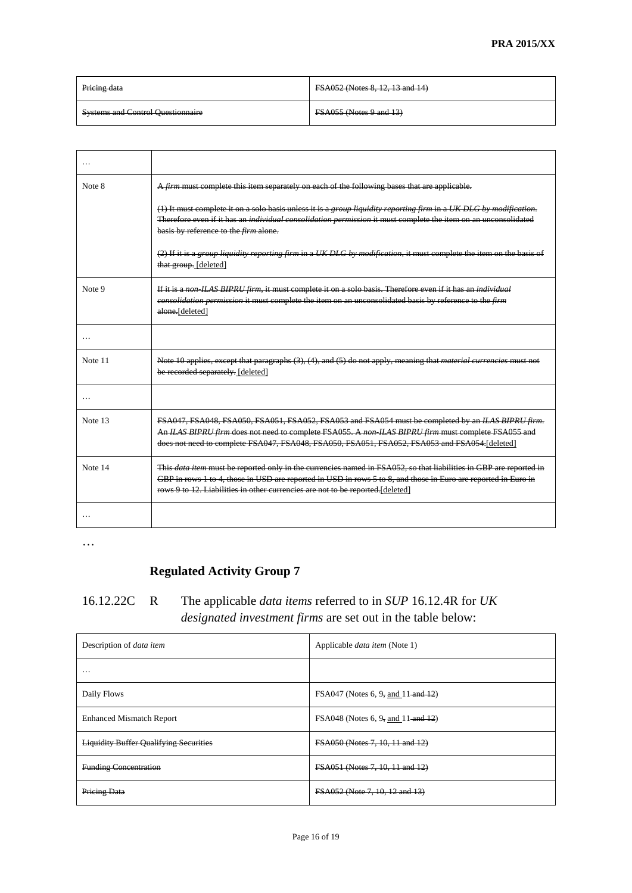| Pricing data | FSA052 (Notes 8, 12, 13 and 14) |
|---|---|
| Systems and Control Questionnaire | FSA055 (Notes 9 and 13) |

| … | |
|---|---|
| Note 8 | A *firm* must complete this item separately on each of the following bases that are applicable.<br><br>(1) It must complete it on a solo basis unless it is a *group liquidity reporting firm* in a *UK DLG by modification*. Therefore even if it has an *individual consolidation permission* it must complete the item on an unconsolidated basis by reference to the *firm* alone.<br><br>(2) If it is a *group liquidity reporting firm* in a *UK DLG by modification*, it must complete the item on the basis of that group. [deleted] |
| Note 9 | If it is a *non-ILAS BIPRU firm*, it must complete it on a solo basis. Therefore even if it has an *individual consolidation permission* it must complete the item on an unconsolidated basis by reference to the *firm* alone.[deleted] |
| … | |
| Note 11 | Note 10 applies, except that paragraphs (3), (4), and (5) do not apply, meaning that *material currencies* must not be recorded separately. [deleted] |
| … | |
| Note 13 | FSA047, FSA048, FSA050, FSA051, FSA052, FSA053 and FSA054 must be completed by an *ILAS BIPRU firm*. An *ILAS BIPRU firm* does not need to complete FSA055. A *non-ILAS BIPRU firm* must complete FSA055 and does not need to complete FSA047, FSA048, FSA050, FSA051, FSA052, FSA053 and FSA054.[deleted] |
| Note 14 | This *data item* must be reported only in the currencies named in FSA052, so that liabilities in GBP are reported in GBP in rows 1 to 4, those in USD are reported in USD in rows 5 to 8, and those in Euro are reported in Euro in rows 9 to 12. Liabilities in other currencies are not to be reported.[deleted] |
| … | |

…

## Regulated Activity Group 7

16.12.22C R The applicable *data items* referred to in *SUP* 16.12.4R for *UK designated investment firms* are set out in the table below:

| Description of *data item* | Applicable *data item* (Note 1) |
|---|---|
| … | |
| Daily Flows | FSA047 (Notes 6, 9, and 11 and 12) |
| Enhanced Mismatch Report | FSA048 (Notes 6, 9, and 11 and 12) |
| Liquidity Buffer Qualifying Securities | FSA050 (Notes 7, 10, 11 and 12) |
| Funding Concentration | FSA051 (Notes 7, 10, 11 and 12) |
| Pricing Data | FSA052 (Note 7, 10, 12 and 13) |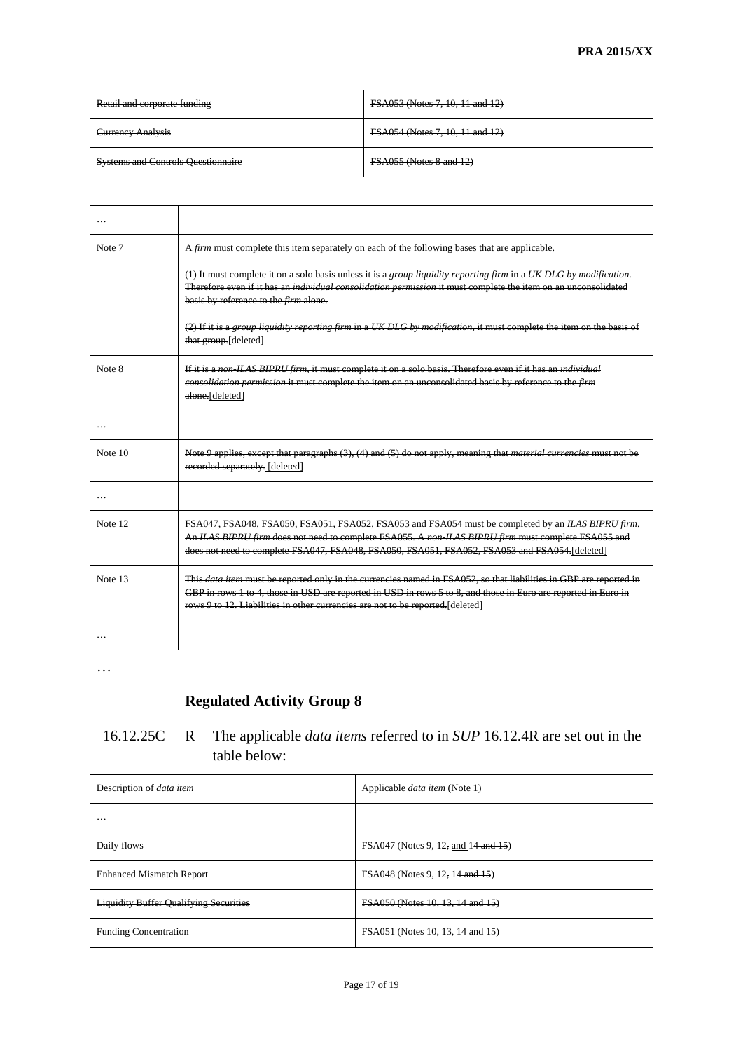| ~~Retail and corporate funding~~ | ~~FSA053 (Notes 7, 10, 11 and 12)~~ |
|---|---|
| ~~Currency Analysis~~ | ~~FSA054 (Notes 7, 10, 11 and 12)~~ |
| ~~Systems and Controls Questionnaire~~ | ~~FSA055 (Notes 8 and 12)~~ |

| … | |
|---|---|
| Note 7 | ~~A *firm* must complete this item separately on each of the following bases that are applicable.~~<br><br>~~(1) It must complete it on a solo basis unless it is a *group liquidity reporting firm* in a *UK DLG by modification*. Therefore even if it has an *individual consolidation permission* it must complete the item on an unconsolidated basis by reference to the *firm* alone.~~<br><br>~~(2) If it is a *group liquidity reporting firm* in a *UK DLG by modification*, it must complete the item on the basis of that group.~~ <u>[deleted]</u> |
| Note 8 | ~~If it is a *non-ILAS BIPRU firm*, it must complete it on a solo basis. Therefore even if it has an *individual consolidation permission* it must complete the item on an unconsolidated basis by reference to the *firm* alone.~~ <u>[deleted]</u> |
| … | |
| Note 10 | ~~Note 9 applies, except that paragraphs (3), (4) and (5) do not apply, meaning that *material currencies* must not be recorded separately.~~ <u>[deleted]</u> |
| … | |
| Note 12 | ~~FSA047, FSA048, FSA050, FSA051, FSA052, FSA053 and FSA054 must be completed by an *ILAS BIPRU firm*. An *ILAS BIPRU firm* does not need to complete FSA055. A *non-ILAS BIPRU firm* must complete FSA055 and does not need to complete FSA047, FSA048, FSA050, FSA051, FSA052, FSA053 and FSA054.~~ <u>[deleted]</u> |
| Note 13 | ~~This *data item* must be reported only in the currencies named in FSA052, so that liabilities in GBP are reported in GBP in rows 1 to 4, those in USD are reported in USD in rows 5 to 8, and those in Euro are reported in Euro in rows 9 to 12. Liabilities in other currencies are not to be reported.~~ <u>[deleted]</u> |
| … | |

…

## Regulated Activity Group 8

16.12.25C R The applicable *data items* referred to in *SUP* 16.12.4R are set out in the table below:

| Description of *data item* | Applicable *data item* (Note 1) |
|---|---|
| … | |
| Daily flows | FSA047 (Notes 9, 12~~,~~ <u>and</u> 14 ~~and 15~~) |
| Enhanced Mismatch Report | FSA048 (Notes 9, 12~~,~~ 14 ~~and 15~~) |
| ~~Liquidity Buffer Qualifying Securities~~ | ~~FSA050 (Notes 10, 13, 14 and 15)~~ |
| ~~Funding Concentration~~ | ~~FSA051 (Notes 10, 13, 14 and 15)~~ |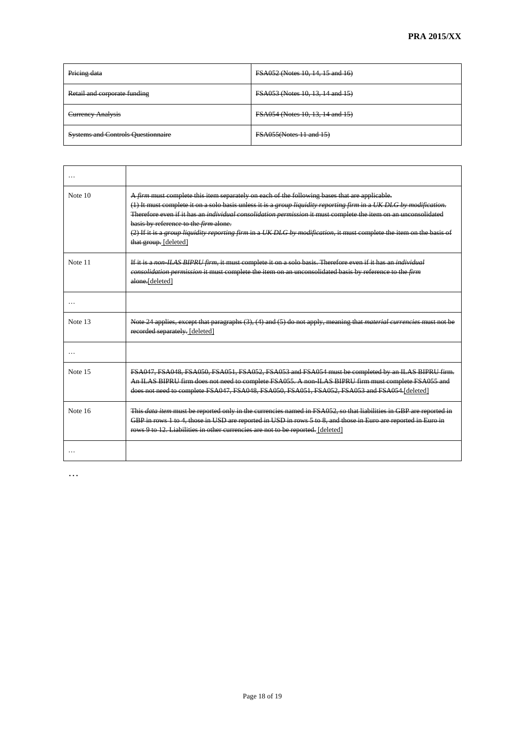| ~~Pricing data~~ | ~~FSA052 (Notes 10, 14, 15 and 16)~~ |
|---|---|
| ~~Retail and corporate funding~~ | ~~FSA053 (Notes 10, 13, 14 and 15)~~ |
| ~~Currency Analysis~~ | ~~FSA054 (Notes 10, 13, 14 and 15)~~ |
| ~~Systems and Controls Questionnaire~~ | ~~FSA055(Notes 11 and 15)~~ |

| … | |
|---|---|
| Note 10 | ~~A *firm* must complete this item separately on each of the following bases that are applicable.~~<br>~~(1) It must complete it on a solo basis unless it is a *group liquidity reporting firm* in a *UK DLG by modification*. Therefore even if it has an *individual consolidation permission* it must complete the item on an unconsolidated basis by reference to the *firm* alone.~~<br>~~(2) If it is a *group liquidity reporting firm* in a *UK DLG by modification*, it must complete the item on the basis of that group.~~ [deleted] |
| Note 11 | ~~If it is a *non-ILAS BIPRU firm*, it must complete it on a solo basis. Therefore even if it has an *individual consolidation permission* it must complete the item on an unconsolidated basis by reference to the *firm* alone.~~[deleted] |
| … | |
| Note 13 | ~~Note 24 applies, except that paragraphs (3), (4) and (5) do not apply, meaning that *material currencies* must not be recorded separately.~~ [deleted] |
| … | |
| Note 15 | ~~FSA047, FSA048, FSA050, FSA051, FSA052, FSA053 and FSA054 must be completed by an ILAS BIPRU firm. An ILAS BIPRU firm does not need to complete FSA055. A non-ILAS BIPRU firm must complete FSA055 and does not need to complete FSA047, FSA048, FSA050, FSA051, FSA052, FSA053 and FSA054.~~[deleted] |
| Note 16 | ~~This *data item* must be reported only in the currencies named in FSA052, so that liabilities in GBP are reported in GBP in rows 1 to 4, those in USD are reported in USD in rows 5 to 8, and those in Euro are reported in Euro in rows 9 to 12. Liabilities in other currencies are not to be reported.~~ [deleted] |
| … | |

…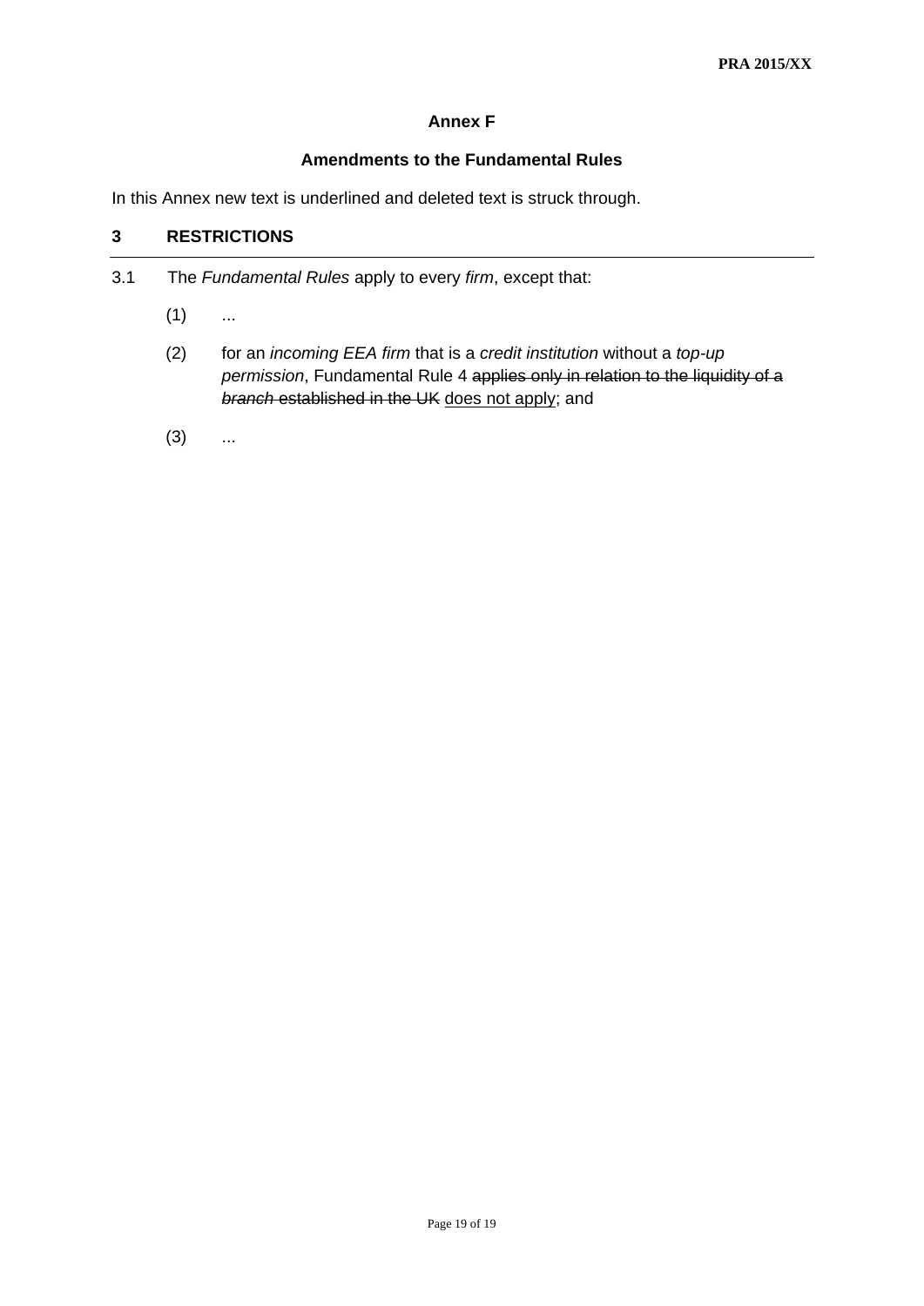# Annex F

## Amendments to the Fundamental Rules

In this Annex new text is underlined and deleted text is struck through.

## 3 RESTRICTIONS

3.1 The *Fundamental Rules* apply to every *firm*, except that:

(1) ...

(2) for an *incoming EEA firm* that is a *credit institution* without a *top-up permission*, Fundamental Rule 4 ~~applies only in relation to the liquidity of a *branch* established in the UK~~ <u>does not apply</u>; and

(3) ...